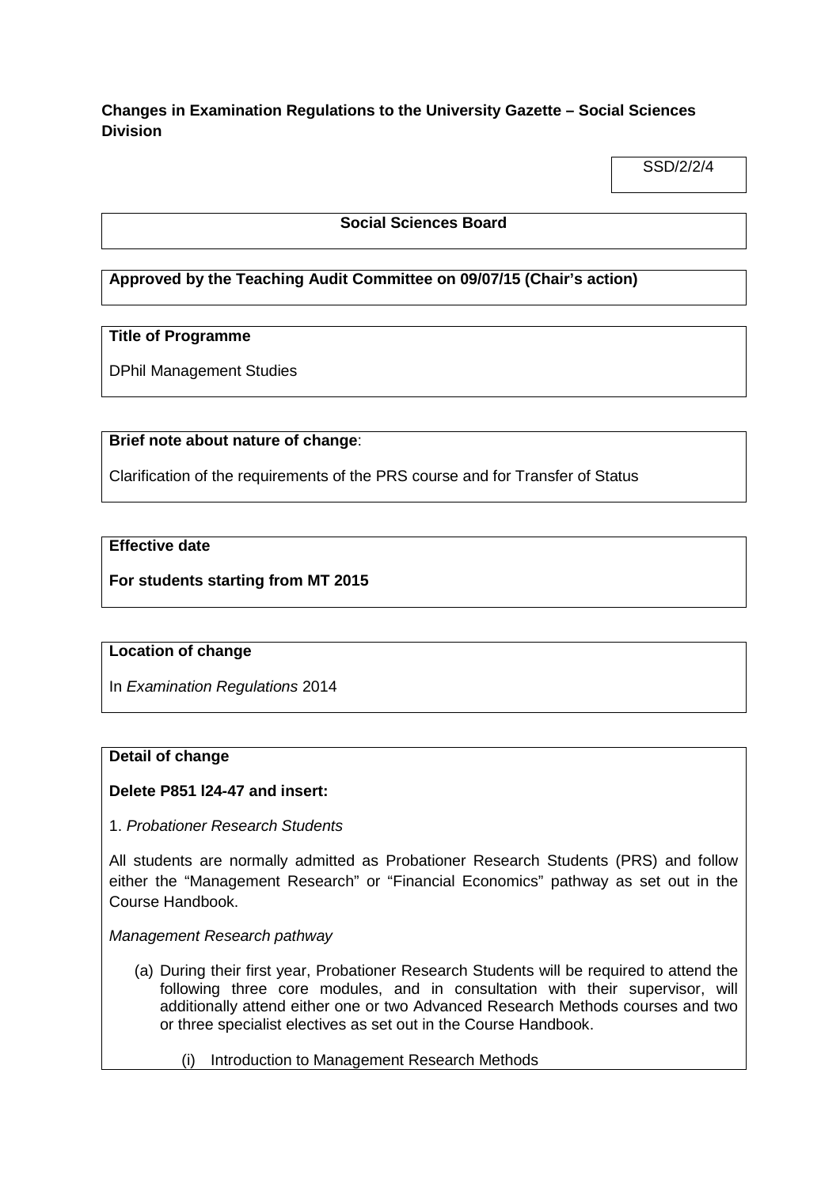**Changes in Examination Regulations to the University Gazette – Social Sciences Division**

SSD/2/2/4

**Social Sciences Board**

**Approved by the Teaching Audit Committee on 09/07/15 (Chair's action)**

**Title of Programme**

DPhil Management Studies

**Brief note about nature of change**:

Clarification of the requirements of the PRS course and for Transfer of Status

**Effective date**

**For students starting from MT 2015**

**Location of change**

In *Examination Regulations* 2014

**Detail of change**

**Delete P851 l24-47 and insert:**

1. *Probationer Research Students*

All students are normally admitted as Probationer Research Students (PRS) and follow either the "Management Research" or "Financial Economics" pathway as set out in the Course Handbook.

*Management Research pathway*

(a) During their first year, Probationer Research Students will be required to attend the following three core modules, and in consultation with their supervisor, will additionally attend either one or two Advanced Research Methods courses and two or three specialist electives as set out in the Course Handbook.

   (i) Introduction to Management Research Methods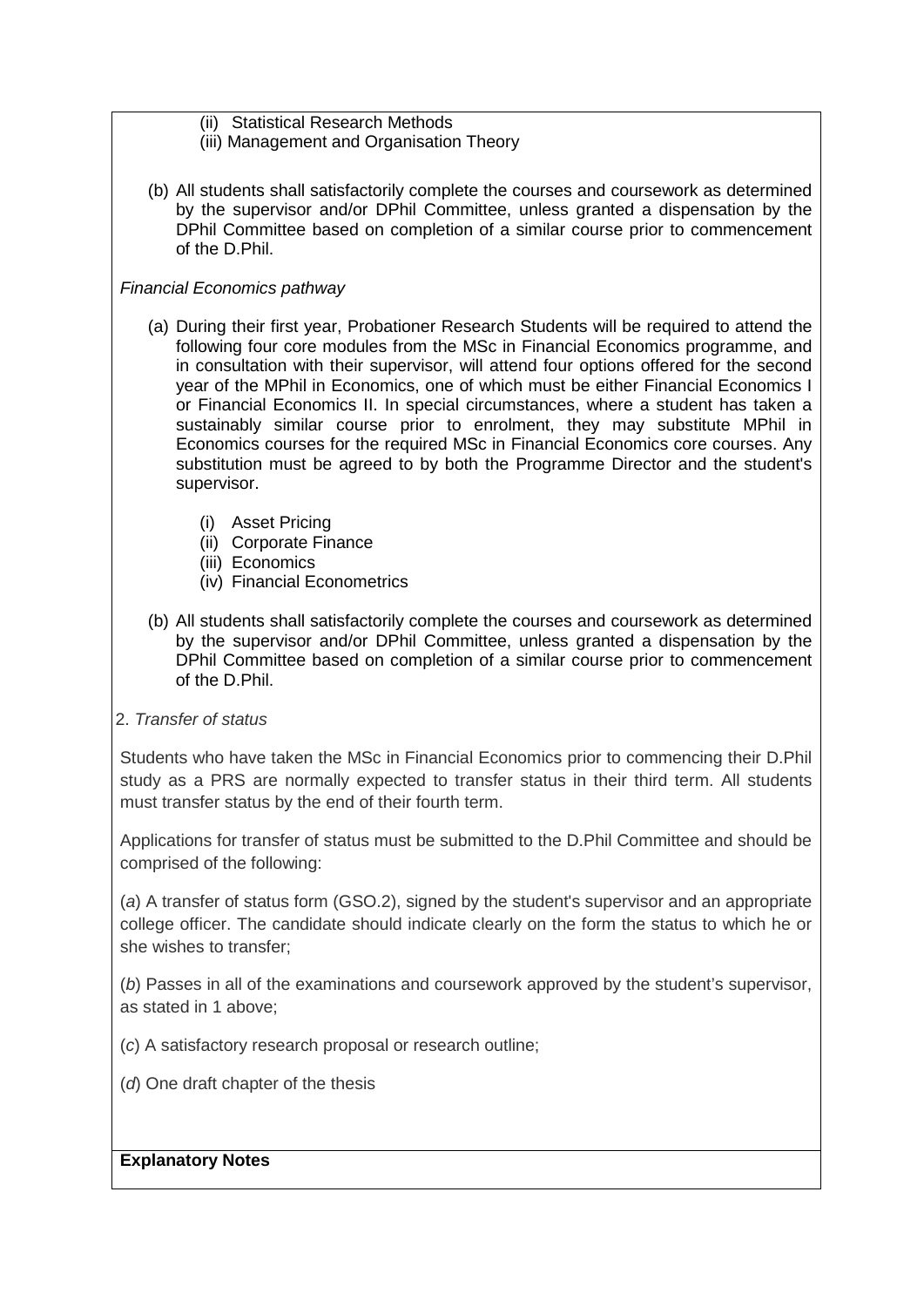(ii) Statistical Research Methods
(iii) Management and Organisation Theory

(b) All students shall satisfactorily complete the courses and coursework as determined by the supervisor and/or DPhil Committee, unless granted a dispensation by the DPhil Committee based on completion of a similar course prior to commencement of the D.Phil.

*Financial Economics pathway*

(a) During their first year, Probationer Research Students will be required to attend the following four core modules from the MSc in Financial Economics programme, and in consultation with their supervisor, will attend four options offered for the second year of the MPhil in Economics, one of which must be either Financial Economics I or Financial Economics II. In special circumstances, where a student has taken a sustainably similar course prior to enrolment, they may substitute MPhil in Economics courses for the required MSc in Financial Economics core courses. Any substitution must be agreed to by both the Programme Director and the student's supervisor.

(i) Asset Pricing
(ii) Corporate Finance
(iii) Economics
(iv) Financial Econometrics

(b) All students shall satisfactorily complete the courses and coursework as determined by the supervisor and/or DPhil Committee, unless granted a dispensation by the DPhil Committee based on completion of a similar course prior to commencement of the D.Phil.

2. *Transfer of status*

Students who have taken the MSc in Financial Economics prior to commencing their D.Phil study as a PRS are normally expected to transfer status in their third term. All students must transfer status by the end of their fourth term.

Applications for transfer of status must be submitted to the D.Phil Committee and should be comprised of the following:

(*a*) A transfer of status form (GSO.2), signed by the student's supervisor and an appropriate college officer. The candidate should indicate clearly on the form the status to which he or she wishes to transfer;

(*b*) Passes in all of the examinations and coursework approved by the student's supervisor, as stated in 1 above;

(*c*) A satisfactory research proposal or research outline;

(*d*) One draft chapter of the thesis

**Explanatory Notes**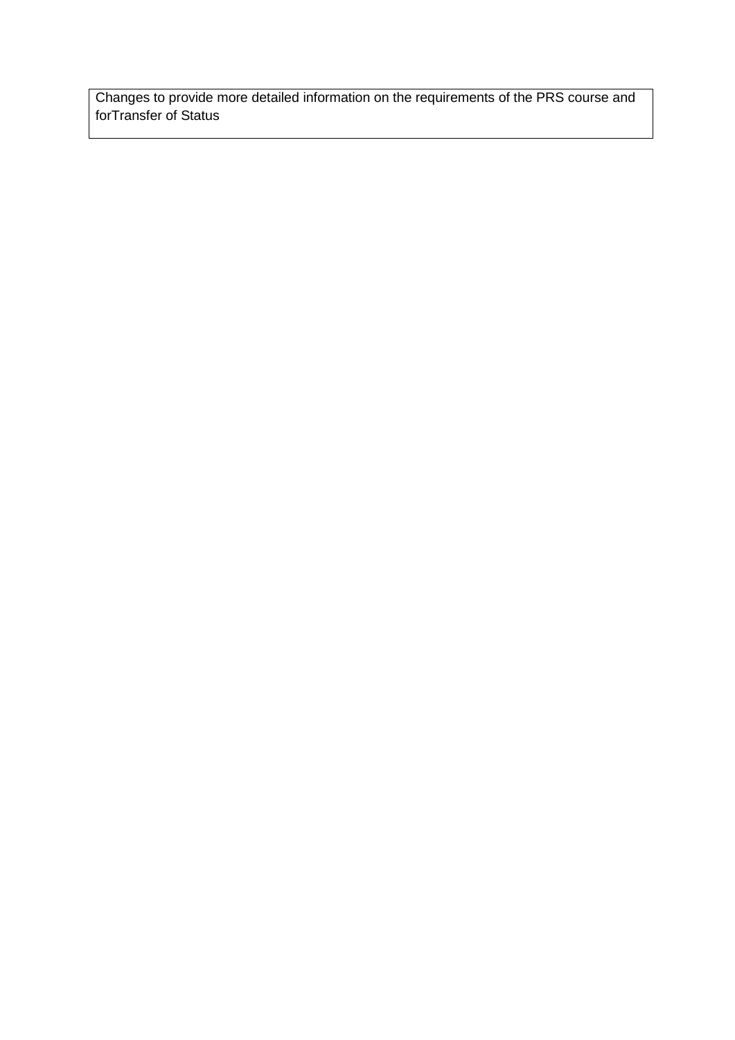| |
| --- |
| Changes to provide more detailed information on the requirements of the PRS course and forTransfer of Status |